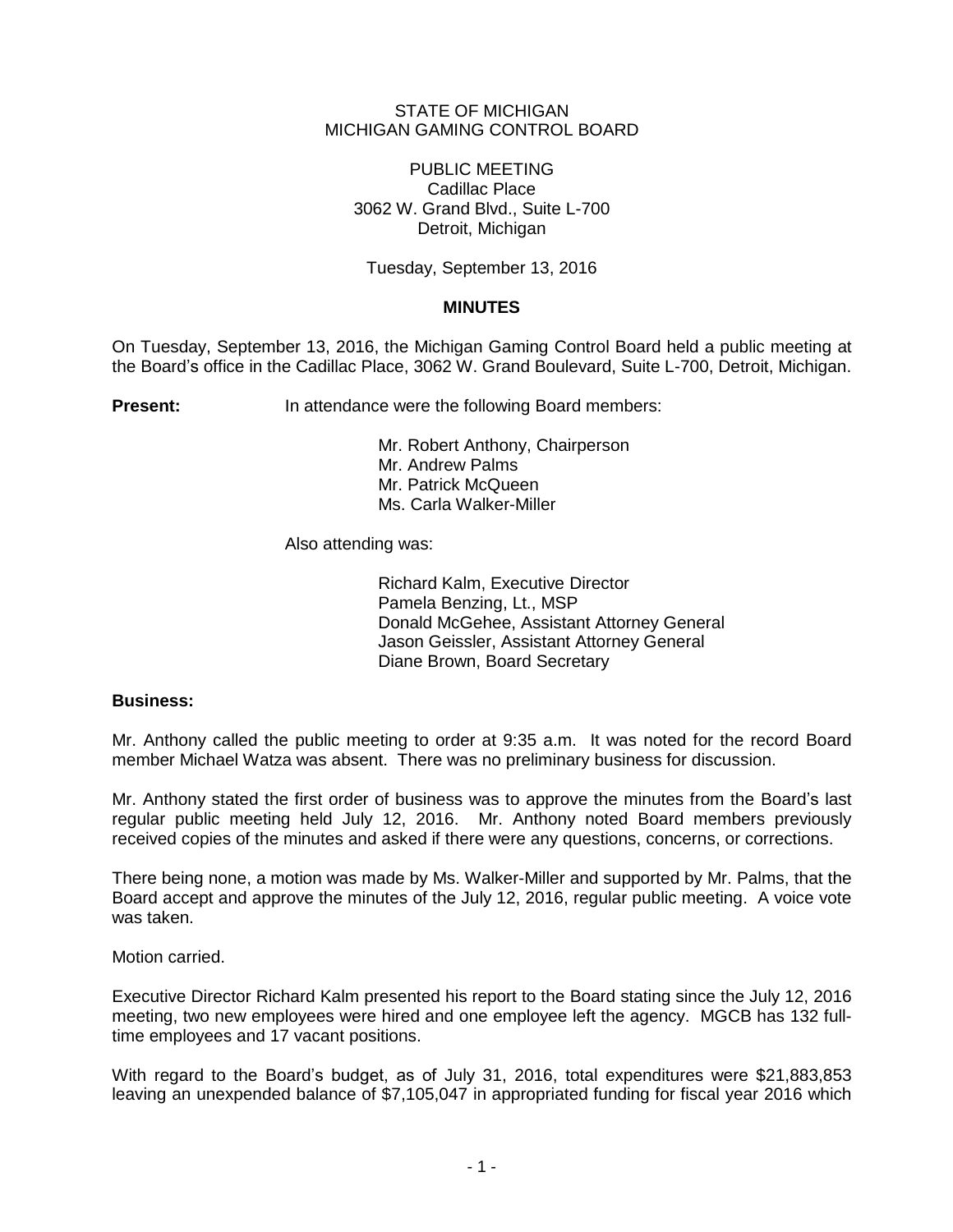STATE OF MICHIGAN
MICHIGAN GAMING CONTROL BOARD

PUBLIC MEETING
Cadillac Place
3062 W. Grand Blvd., Suite L-700
Detroit, Michigan

Tuesday, September 13, 2016

**MINUTES**

On Tuesday, September 13, 2016, the Michigan Gaming Control Board held a public meeting at the Board's office in the Cadillac Place, 3062 W. Grand Boulevard, Suite L-700, Detroit, Michigan.

**Present:** In attendance were the following Board members:

Mr. Robert Anthony, Chairperson
Mr. Andrew Palms
Mr. Patrick McQueen
Ms. Carla Walker-Miller

Also attending was:

Richard Kalm, Executive Director
Pamela Benzing, Lt., MSP
Donald McGehee, Assistant Attorney General
Jason Geissler, Assistant Attorney General
Diane Brown, Board Secretary

**Business:**

Mr. Anthony called the public meeting to order at 9:35 a.m. It was noted for the record Board member Michael Watza was absent. There was no preliminary business for discussion.

Mr. Anthony stated the first order of business was to approve the minutes from the Board's last regular public meeting held July 12, 2016. Mr. Anthony noted Board members previously received copies of the minutes and asked if there were any questions, concerns, or corrections.

There being none, a motion was made by Ms. Walker-Miller and supported by Mr. Palms, that the Board accept and approve the minutes of the July 12, 2016, regular public meeting. A voice vote was taken.

Motion carried.

Executive Director Richard Kalm presented his report to the Board stating since the July 12, 2016 meeting, two new employees were hired and one employee left the agency. MGCB has 132 full-time employees and 17 vacant positions.

With regard to the Board's budget, as of July 31, 2016, total expenditures were $21,883,853 leaving an unexpended balance of $7,105,047 in appropriated funding for fiscal year 2016 which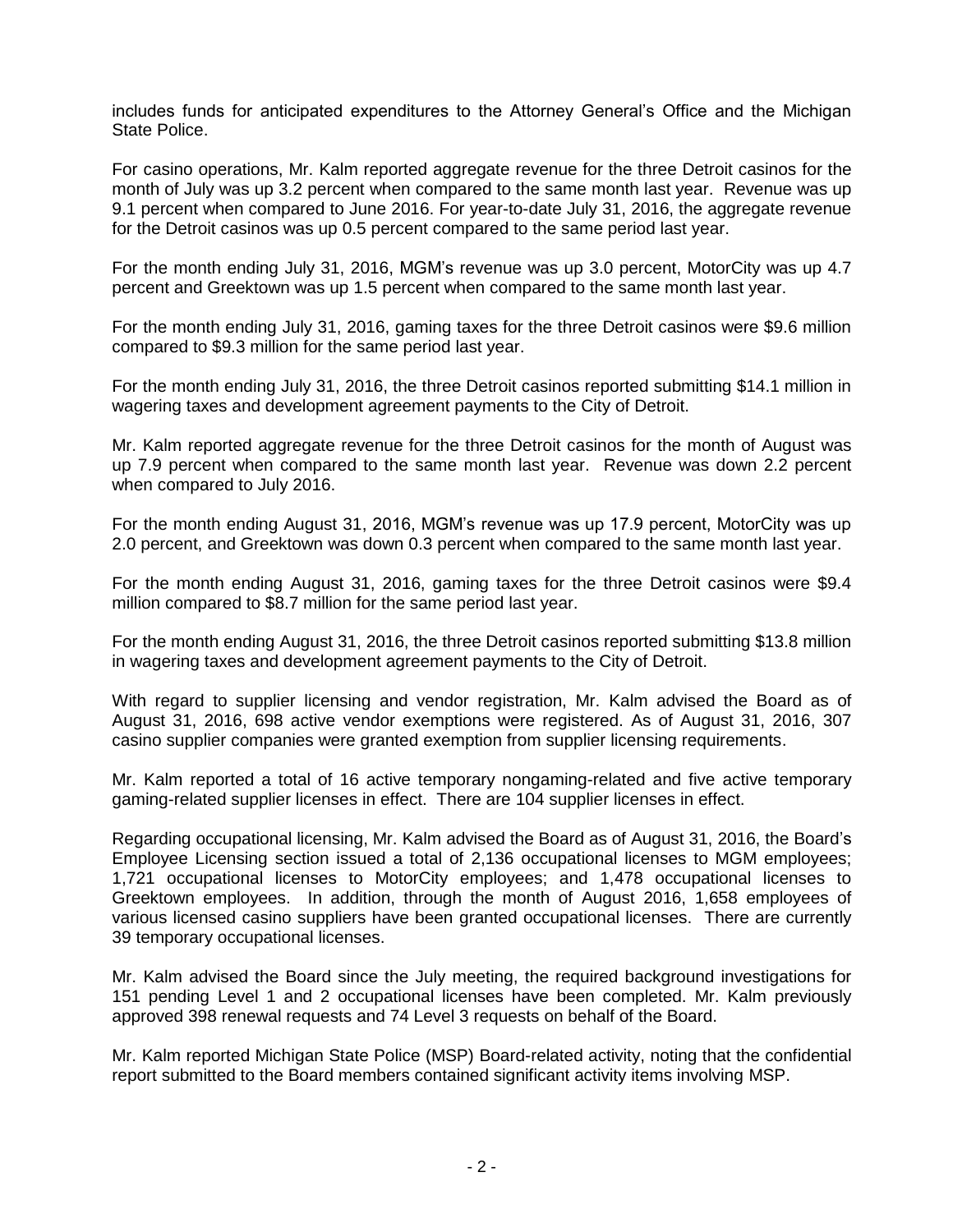includes funds for anticipated expenditures to the Attorney General's Office and the Michigan State Police.

For casino operations, Mr. Kalm reported aggregate revenue for the three Detroit casinos for the month of July was up 3.2 percent when compared to the same month last year. Revenue was up 9.1 percent when compared to June 2016. For year-to-date July 31, 2016, the aggregate revenue for the Detroit casinos was up 0.5 percent compared to the same period last year.

For the month ending July 31, 2016, MGM's revenue was up 3.0 percent, MotorCity was up 4.7 percent and Greektown was up 1.5 percent when compared to the same month last year.

For the month ending July 31, 2016, gaming taxes for the three Detroit casinos were \$9.6 million compared to \$9.3 million for the same period last year.

For the month ending July 31, 2016, the three Detroit casinos reported submitting \$14.1 million in wagering taxes and development agreement payments to the City of Detroit.

Mr. Kalm reported aggregate revenue for the three Detroit casinos for the month of August was up 7.9 percent when compared to the same month last year. Revenue was down 2.2 percent when compared to July 2016.

For the month ending August 31, 2016, MGM's revenue was up 17.9 percent, MotorCity was up 2.0 percent, and Greektown was down 0.3 percent when compared to the same month last year.

For the month ending August 31, 2016, gaming taxes for the three Detroit casinos were \$9.4 million compared to \$8.7 million for the same period last year.

For the month ending August 31, 2016, the three Detroit casinos reported submitting \$13.8 million in wagering taxes and development agreement payments to the City of Detroit.

With regard to supplier licensing and vendor registration, Mr. Kalm advised the Board as of August 31, 2016, 698 active vendor exemptions were registered. As of August 31, 2016, 307 casino supplier companies were granted exemption from supplier licensing requirements.

Mr. Kalm reported a total of 16 active temporary nongaming-related and five active temporary gaming-related supplier licenses in effect. There are 104 supplier licenses in effect.

Regarding occupational licensing, Mr. Kalm advised the Board as of August 31, 2016, the Board's Employee Licensing section issued a total of 2,136 occupational licenses to MGM employees; 1,721 occupational licenses to MotorCity employees; and 1,478 occupational licenses to Greektown employees. In addition, through the month of August 2016, 1,658 employees of various licensed casino suppliers have been granted occupational licenses. There are currently 39 temporary occupational licenses.

Mr. Kalm advised the Board since the July meeting, the required background investigations for 151 pending Level 1 and 2 occupational licenses have been completed. Mr. Kalm previously approved 398 renewal requests and 74 Level 3 requests on behalf of the Board.

Mr. Kalm reported Michigan State Police (MSP) Board-related activity, noting that the confidential report submitted to the Board members contained significant activity items involving MSP.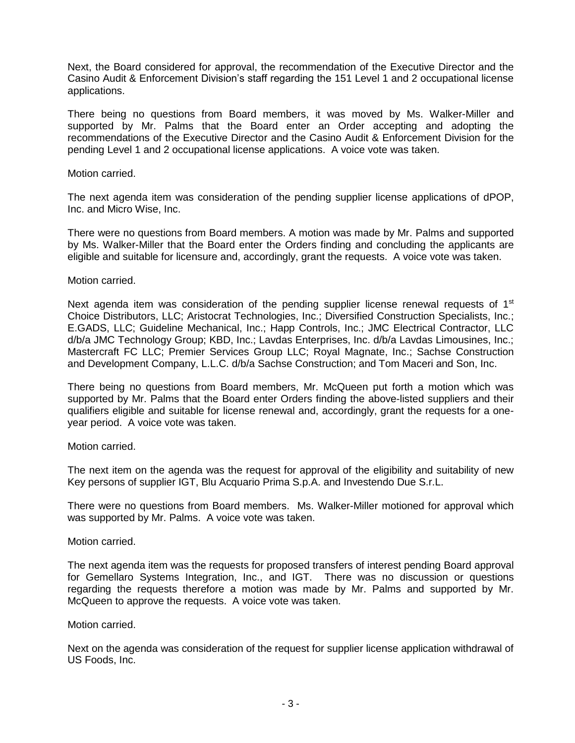Next, the Board considered for approval, the recommendation of the Executive Director and the Casino Audit & Enforcement Division's staff regarding the 151 Level 1 and 2 occupational license applications.

There being no questions from Board members, it was moved by Ms. Walker-Miller and supported by Mr. Palms that the Board enter an Order accepting and adopting the recommendations of the Executive Director and the Casino Audit & Enforcement Division for the pending Level 1 and 2 occupational license applications. A voice vote was taken.

Motion carried.

The next agenda item was consideration of the pending supplier license applications of dPOP, Inc. and Micro Wise, Inc.

There were no questions from Board members. A motion was made by Mr. Palms and supported by Ms. Walker-Miller that the Board enter the Orders finding and concluding the applicants are eligible and suitable for licensure and, accordingly, grant the requests. A voice vote was taken.

Motion carried.

Next agenda item was consideration of the pending supplier license renewal requests of 1st Choice Distributors, LLC; Aristocrat Technologies, Inc.; Diversified Construction Specialists, Inc.; E.GADS, LLC; Guideline Mechanical, Inc.; Happ Controls, Inc.; JMC Electrical Contractor, LLC d/b/a JMC Technology Group; KBD, Inc.; Lavdas Enterprises, Inc. d/b/a Lavdas Limousines, Inc.; Mastercraft FC LLC; Premier Services Group LLC; Royal Magnate, Inc.; Sachse Construction and Development Company, L.L.C. d/b/a Sachse Construction; and Tom Maceri and Son, Inc.

There being no questions from Board members, Mr. McQueen put forth a motion which was supported by Mr. Palms that the Board enter Orders finding the above-listed suppliers and their qualifiers eligible and suitable for license renewal and, accordingly, grant the requests for a one-year period. A voice vote was taken.

Motion carried.

The next item on the agenda was the request for approval of the eligibility and suitability of new Key persons of supplier IGT, Blu Acquario Prima S.p.A. and Investendo Due S.r.L.

There were no questions from Board members. Ms. Walker-Miller motioned for approval which was supported by Mr. Palms. A voice vote was taken.

Motion carried.

The next agenda item was the requests for proposed transfers of interest pending Board approval for Gemellaro Systems Integration, Inc., and IGT. There was no discussion or questions regarding the requests therefore a motion was made by Mr. Palms and supported by Mr. McQueen to approve the requests. A voice vote was taken.

Motion carried.

Next on the agenda was consideration of the request for supplier license application withdrawal of US Foods, Inc.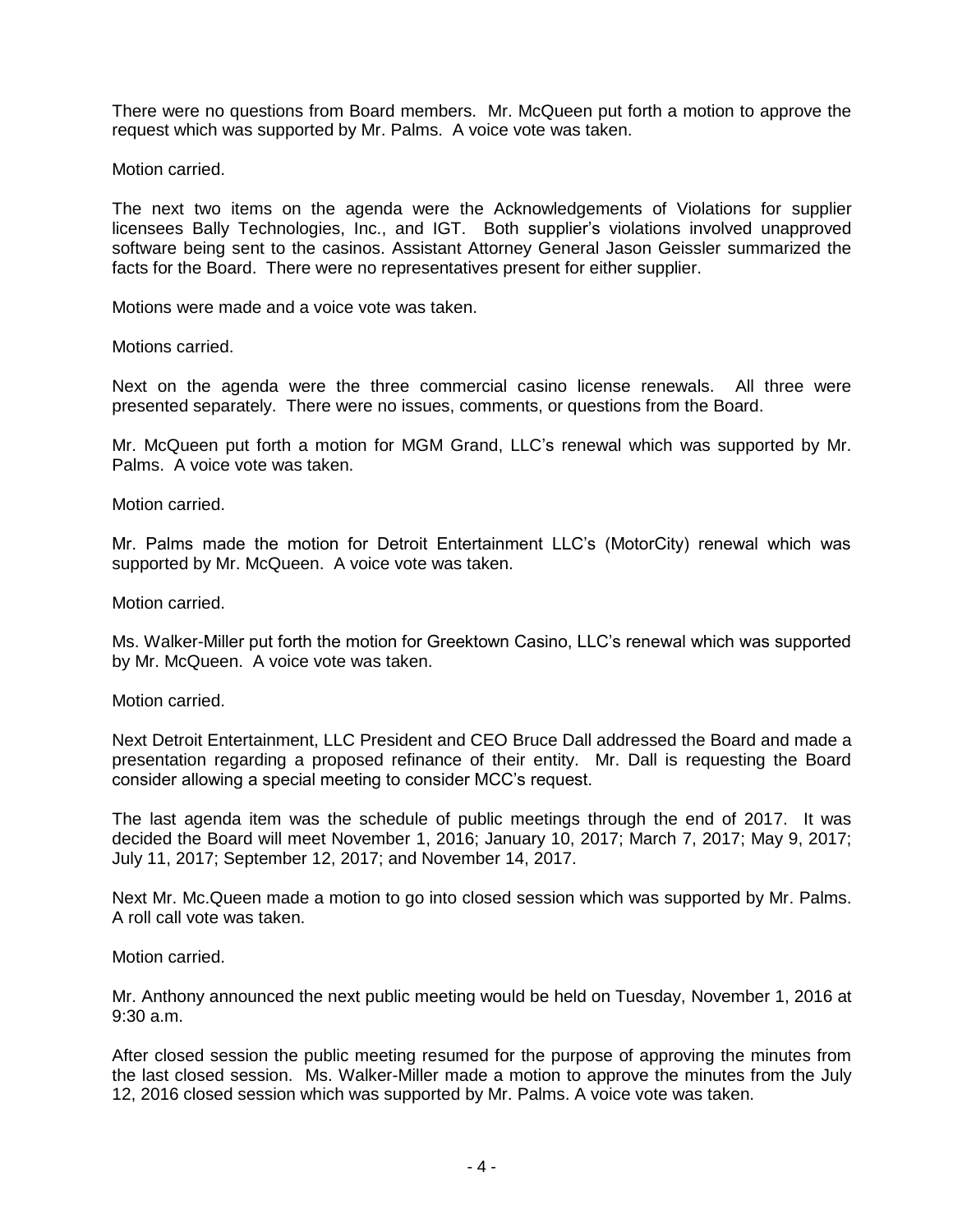There were no questions from Board members. Mr. McQueen put forth a motion to approve the request which was supported by Mr. Palms. A voice vote was taken.

Motion carried.

The next two items on the agenda were the Acknowledgements of Violations for supplier licensees Bally Technologies, Inc., and IGT. Both supplier's violations involved unapproved software being sent to the casinos. Assistant Attorney General Jason Geissler summarized the facts for the Board. There were no representatives present for either supplier.

Motions were made and a voice vote was taken.

Motions carried.

Next on the agenda were the three commercial casino license renewals. All three were presented separately. There were no issues, comments, or questions from the Board.

Mr. McQueen put forth a motion for MGM Grand, LLC's renewal which was supported by Mr. Palms. A voice vote was taken.

Motion carried.

Mr. Palms made the motion for Detroit Entertainment LLC's (MotorCity) renewal which was supported by Mr. McQueen. A voice vote was taken.

Motion carried.

Ms. Walker-Miller put forth the motion for Greektown Casino, LLC's renewal which was supported by Mr. McQueen. A voice vote was taken.

Motion carried.

Next Detroit Entertainment, LLC President and CEO Bruce Dall addressed the Board and made a presentation regarding a proposed refinance of their entity. Mr. Dall is requesting the Board consider allowing a special meeting to consider MCC's request.

The last agenda item was the schedule of public meetings through the end of 2017. It was decided the Board will meet November 1, 2016; January 10, 2017; March 7, 2017; May 9, 2017; July 11, 2017; September 12, 2017; and November 14, 2017.

Next Mr. Mc.Queen made a motion to go into closed session which was supported by Mr. Palms. A roll call vote was taken.

Motion carried.

Mr. Anthony announced the next public meeting would be held on Tuesday, November 1, 2016 at 9:30 a.m.

After closed session the public meeting resumed for the purpose of approving the minutes from the last closed session. Ms. Walker-Miller made a motion to approve the minutes from the July 12, 2016 closed session which was supported by Mr. Palms. A voice vote was taken.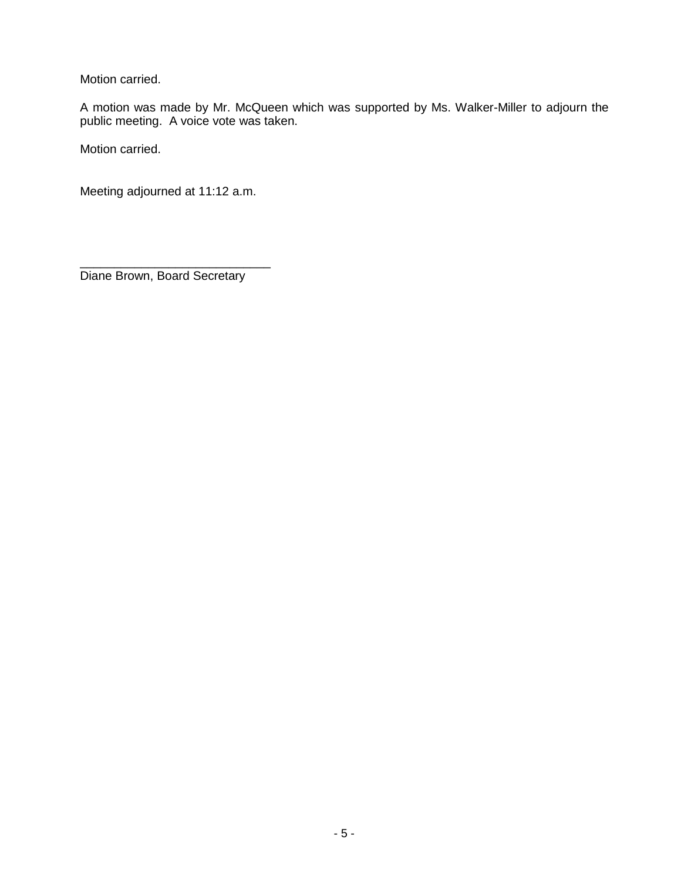Motion carried.

A motion was made by Mr. McQueen which was supported by Ms. Walker-Miller to adjourn the public meeting. A voice vote was taken.

Motion carried.

Meeting adjourned at 11:12 a.m.

\_\_\_\_\_\_\_\_\_\_\_\_\_\_\_\_\_\_\_\_\_\_\_\_\_\_\_\_\_\_

Diane Brown, Board Secretary